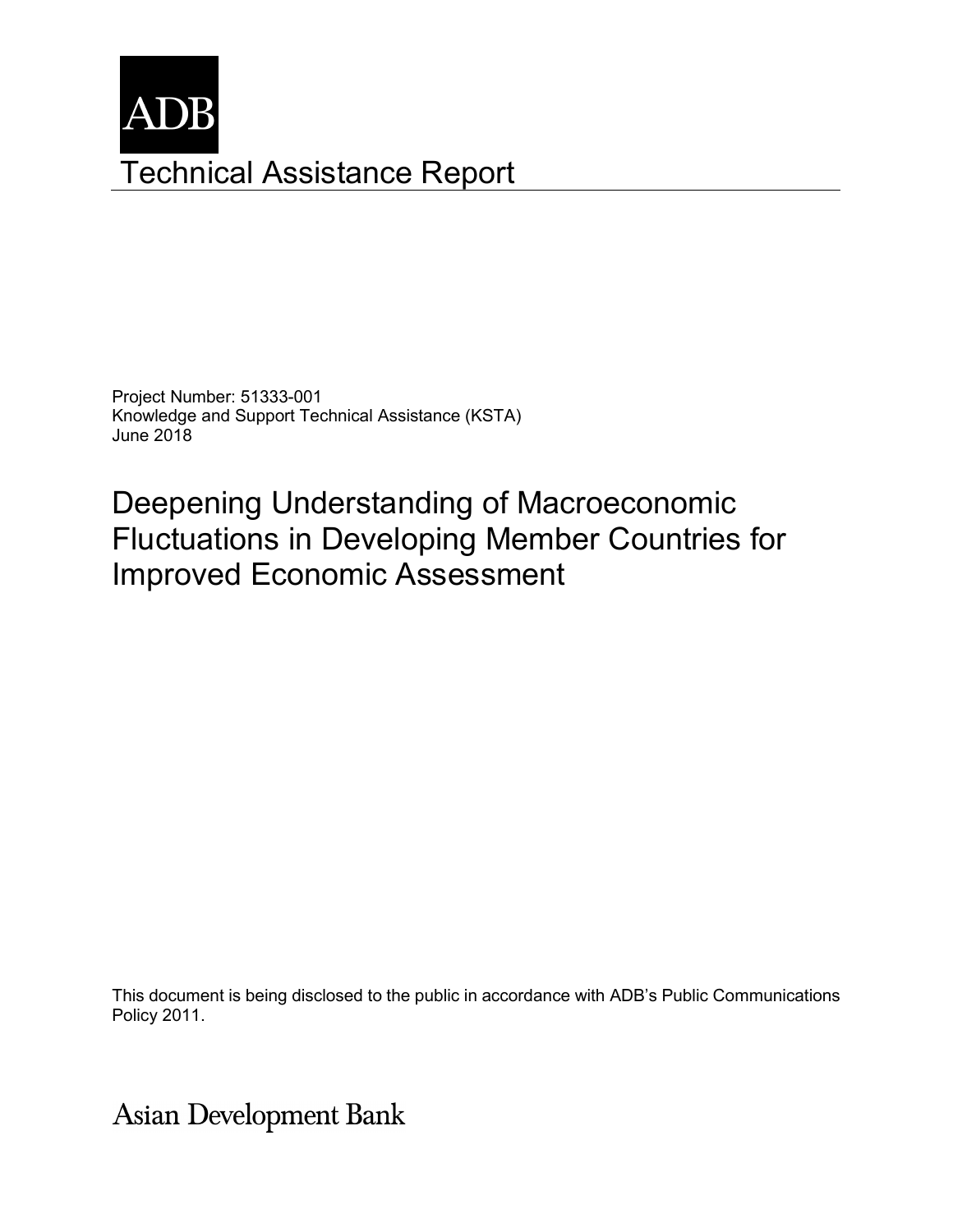ADB

# Technical Assistance Report

Project Number: 51333-001
Knowledge and Support Technical Assistance (KSTA)
June 2018

# Deepening Understanding of Macroeconomic Fluctuations in Developing Member Countries for Improved Economic Assessment

This document is being disclosed to the public in accordance with ADB's Public Communications Policy 2011.

Asian Development Bank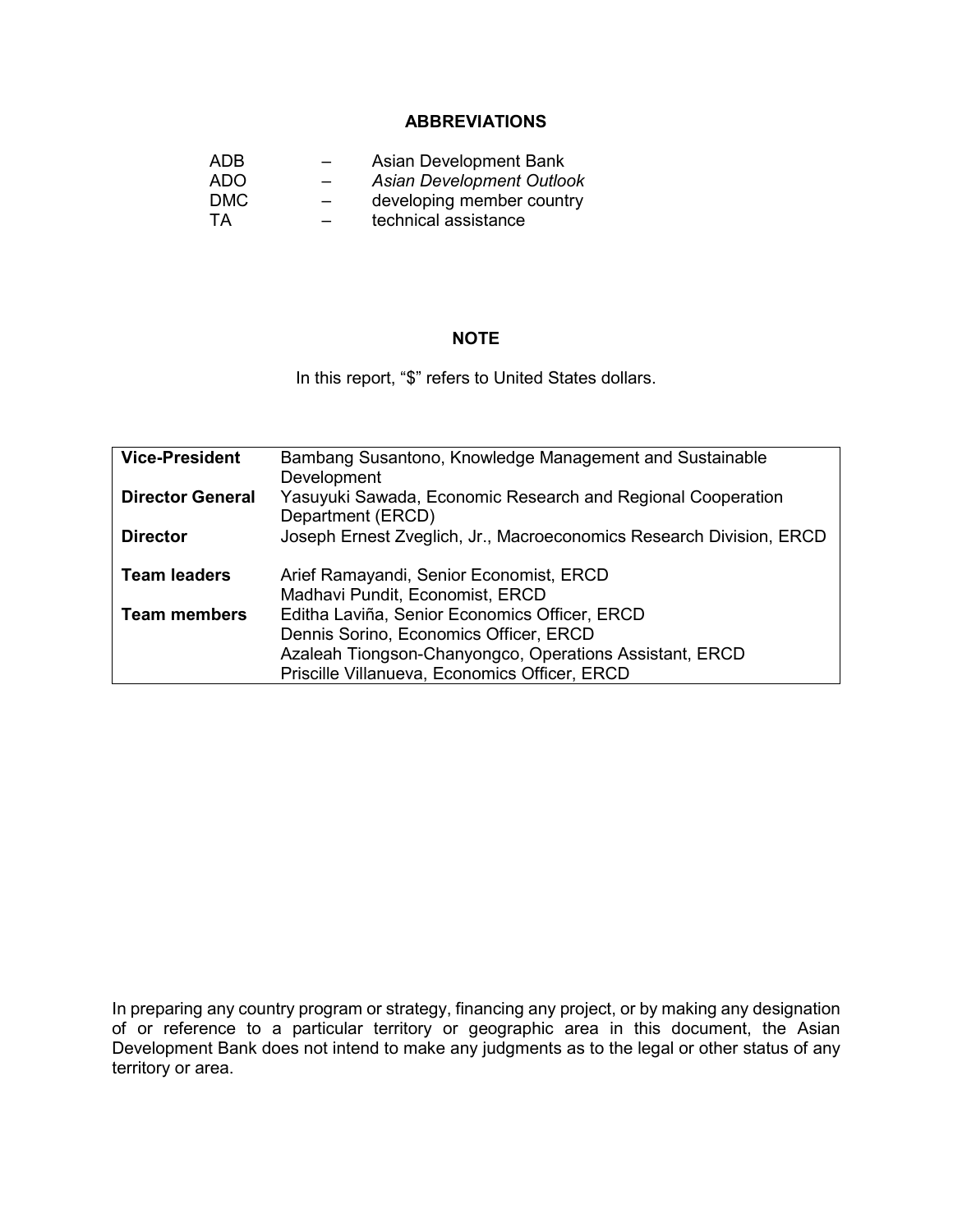## ABBREVIATIONS

| | | |
|---|---|---|
| ADB | – | Asian Development Bank |
| ADO | – | *Asian Development Outlook* |
| DMC | – | developing member country |
| TA | – | technical assistance |

## NOTE

In this report, "$" refers to United States dollars.

| | |
|---|---|
| **Vice-President** | Bambang Susantono, Knowledge Management and Sustainable Development |
| **Director General** | Yasuyuki Sawada, Economic Research and Regional Cooperation Department (ERCD) |
| **Director** | Joseph Ernest Zveglich, Jr., Macroeconomics Research Division, ERCD |
| **Team leaders** | Arief Ramayandi, Senior Economist, ERCD<br>Madhavi Pundit, Economist, ERCD |
| **Team members** | Editha Laviña, Senior Economics Officer, ERCD<br>Dennis Sorino, Economics Officer, ERCD<br>Azaleah Tiongson-Chanyongco, Operations Assistant, ERCD<br>Priscille Villanueva, Economics Officer, ERCD |

In preparing any country program or strategy, financing any project, or by making any designation of or reference to a particular territory or geographic area in this document, the Asian Development Bank does not intend to make any judgments as to the legal or other status of any territory or area.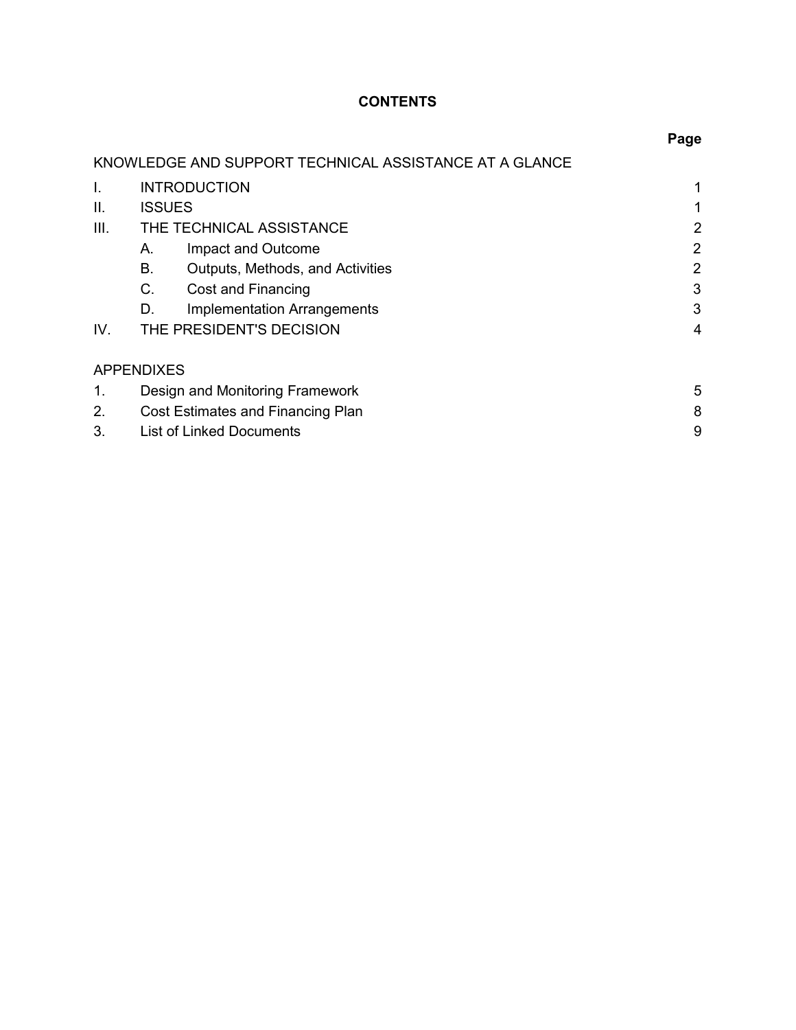# CONTENTS

| | | Page |
|---|---|---|
| KNOWLEDGE AND SUPPORT TECHNICAL ASSISTANCE AT A GLANCE | | |
| I. | INTRODUCTION | 1 |
| II. | ISSUES | 1 |
| III. | THE TECHNICAL ASSISTANCE | 2 |
| | A. Impact and Outcome | 2 |
| | B. Outputs, Methods, and Activities | 2 |
| | C. Cost and Financing | 3 |
| | D. Implementation Arrangements | 3 |
| IV. | THE PRESIDENT'S DECISION | 4 |
| APPENDIXES | | |
| 1. | Design and Monitoring Framework | 5 |
| 2. | Cost Estimates and Financing Plan | 8 |
| 3. | List of Linked Documents | 9 |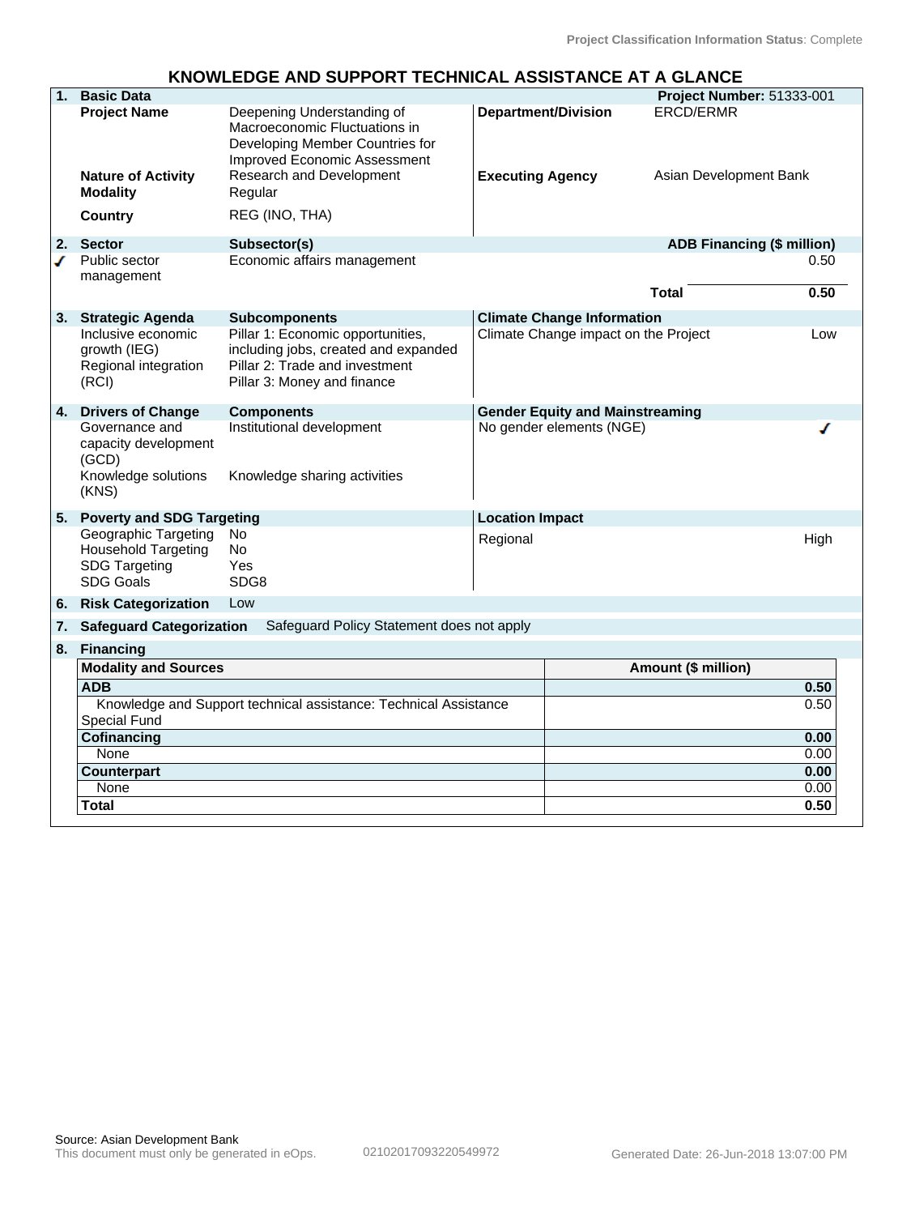Project Classification Information Status: Complete

# KNOWLEDGE AND SUPPORT TECHNICAL ASSISTANCE AT A GLANCE

| 1. | Basic Data | | | Project Number: 51333-001 |
|---|---|---|---|---|
| | Project Name | Deepening Understanding of Macroeconomic Fluctuations in Developing Member Countries for Improved Economic Assessment | Department/Division | ERCD/ERMR |
| | Nature of Activity | Research and Development | Executing Agency | Asian Development Bank |
| | Modality | Regular | | |
| | Country | REG (INO, THA) | | |

| 2. | Sector | Subsector(s) | ADB Financing ($ million) |
|---|---|---|---|
| ✓ | Public sector management | Economic affairs management | 0.50 |
| | | Total | 0.50 |

| 3. | Strategic Agenda | Subcomponents | Climate Change Information | |
|---|---|---|---|---|
| | Inclusive economic growth (IEG) | Pillar 1: Economic opportunities, including jobs, created and expanded | Climate Change impact on the Project | Low |
| | Regional integration (RCI) | Pillar 2: Trade and investment<br>Pillar 3: Money and finance | | |

| 4. | Drivers of Change | Components | Gender Equity and Mainstreaming | |
|---|---|---|---|---|
| | Governance and capacity development (GCD) | Institutional development | No gender elements (NGE) | ✓ |
| | Knowledge solutions (KNS) | Knowledge sharing activities | | |

| 5. | Poverty and SDG Targeting | | Location Impact | |
|---|---|---|---|---|
| | Geographic Targeting | No | Regional | High |
| | Household Targeting | No | | |
| | SDG Targeting | Yes | | |
| | SDG Goals | SDG8 | | |

**6. Risk Categorization** Low

**7. Safeguard Categorization** Safeguard Policy Statement does not apply

**8. Financing**

| Modality and Sources | Amount ($ million) |
|---|---|
| **ADB** | **0.50** |
| Knowledge and Support technical assistance: Technical Assistance Special Fund | 0.50 |
| **Cofinancing** | **0.00** |
| None | 0.00 |
| **Counterpart** | **0.00** |
| None | 0.00 |
| **Total** | **0.50** |

Source: Asian Development Bank
This document must only be generated in eOps. 02102017093220549972 Generated Date: 26-Jun-2018 13:07:00 PM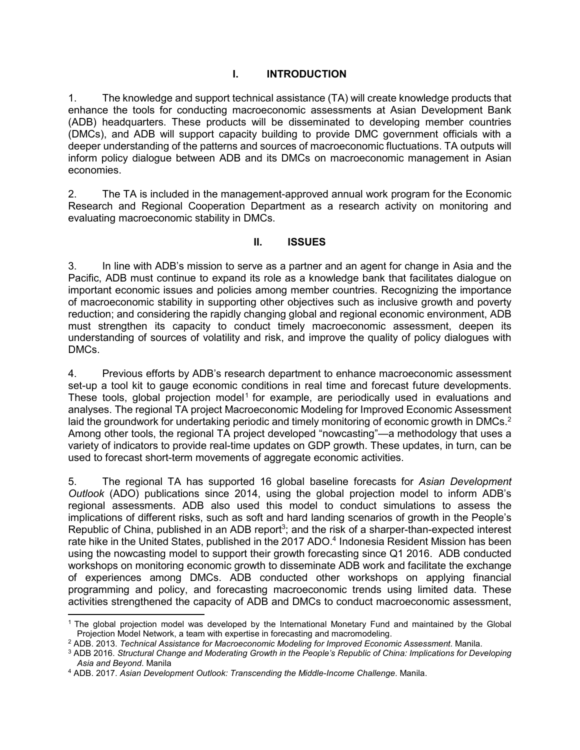# I. INTRODUCTION

1. The knowledge and support technical assistance (TA) will create knowledge products that enhance the tools for conducting macroeconomic assessments at Asian Development Bank (ADB) headquarters. These products will be disseminated to developing member countries (DMCs), and ADB will support capacity building to provide DMC government officials with a deeper understanding of the patterns and sources of macroeconomic fluctuations. TA outputs will inform policy dialogue between ADB and its DMCs on macroeconomic management in Asian economies.

2. The TA is included in the management-approved annual work program for the Economic Research and Regional Cooperation Department as a research activity on monitoring and evaluating macroeconomic stability in DMCs.

# II. ISSUES

3. In line with ADB's mission to serve as a partner and an agent for change in Asia and the Pacific, ADB must continue to expand its role as a knowledge bank that facilitates dialogue on important economic issues and policies among member countries. Recognizing the importance of macroeconomic stability in supporting other objectives such as inclusive growth and poverty reduction; and considering the rapidly changing global and regional economic environment, ADB must strengthen its capacity to conduct timely macroeconomic assessment, deepen its understanding of sources of volatility and risk, and improve the quality of policy dialogues with DMCs.

4. Previous efforts by ADB's research department to enhance macroeconomic assessment set-up a tool kit to gauge economic conditions in real time and forecast future developments. These tools, global projection model[1] for example, are periodically used in evaluations and analyses. The regional TA project Macroeconomic Modeling for Improved Economic Assessment laid the groundwork for undertaking periodic and timely monitoring of economic growth in DMCs.[2] Among other tools, the regional TA project developed "nowcasting"—a methodology that uses a variety of indicators to provide real-time updates on GDP growth. These updates, in turn, can be used to forecast short-term movements of aggregate economic activities.

5. The regional TA has supported 16 global baseline forecasts for *Asian Development Outlook* (ADO) publications since 2014, using the global projection model to inform ADB's regional assessments. ADB also used this model to conduct simulations to assess the implications of different risks, such as soft and hard landing scenarios of growth in the People's Republic of China, published in an ADB report[3]; and the risk of a sharper-than-expected interest rate hike in the United States, published in the 2017 ADO.[4] Indonesia Resident Mission has been using the nowcasting model to support their growth forecasting since Q1 2016. ADB conducted workshops on monitoring economic growth to disseminate ADB work and facilitate the exchange of experiences among DMCs. ADB conducted other workshops on applying financial programming and policy, and forecasting macroeconomic trends using limited data. These activities strengthened the capacity of ADB and DMCs to conduct macroeconomic assessment,

---

[1] The global projection model was developed by the International Monetary Fund and maintained by the Global Projection Model Network, a team with expertise in forecasting and macromodeling.

[2] ADB. 2013. *Technical Assistance for Macroeconomic Modeling for Improved Economic Assessment*. Manila.

[3] ADB 2016. *Structural Change and Moderating Growth in the People's Republic of China: Implications for Developing Asia and Beyond*. Manila

[4] ADB. 2017. *Asian Development Outlook: Transcending the Middle-Income Challenge*. Manila.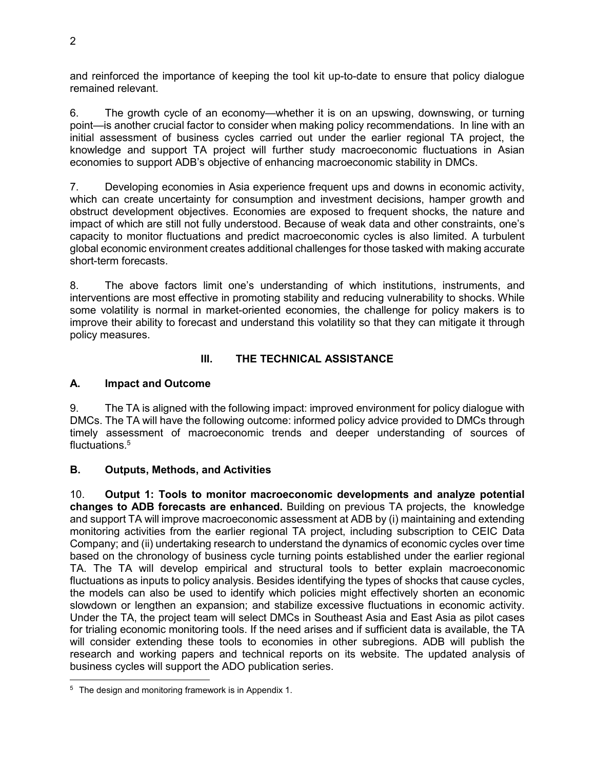and reinforced the importance of keeping the tool kit up-to-date to ensure that policy dialogue remained relevant.

6. The growth cycle of an economy—whether it is on an upswing, downswing, or turning point—is another crucial factor to consider when making policy recommendations. In line with an initial assessment of business cycles carried out under the earlier regional TA project, the knowledge and support TA project will further study macroeconomic fluctuations in Asian economies to support ADB's objective of enhancing macroeconomic stability in DMCs.

7. Developing economies in Asia experience frequent ups and downs in economic activity, which can create uncertainty for consumption and investment decisions, hamper growth and obstruct development objectives. Economies are exposed to frequent shocks, the nature and impact of which are still not fully understood. Because of weak data and other constraints, one's capacity to monitor fluctuations and predict macroeconomic cycles is also limited. A turbulent global economic environment creates additional challenges for those tasked with making accurate short-term forecasts.

8. The above factors limit one's understanding of which institutions, instruments, and interventions are most effective in promoting stability and reducing vulnerability to shocks. While some volatility is normal in market-oriented economies, the challenge for policy makers is to improve their ability to forecast and understand this volatility so that they can mitigate it through policy measures.

## III. THE TECHNICAL ASSISTANCE

### A. Impact and Outcome

9. The TA is aligned with the following impact: improved environment for policy dialogue with DMCs. The TA will have the following outcome: informed policy advice provided to DMCs through timely assessment of macroeconomic trends and deeper understanding of sources of fluctuations.[5]

### B. Outputs, Methods, and Activities

10. **Output 1: Tools to monitor macroeconomic developments and analyze potential changes to ADB forecasts are enhanced.** Building on previous TA projects, the knowledge and support TA will improve macroeconomic assessment at ADB by (i) maintaining and extending monitoring activities from the earlier regional TA project, including subscription to CEIC Data Company; and (ii) undertaking research to understand the dynamics of economic cycles over time based on the chronology of business cycle turning points established under the earlier regional TA. The TA will develop empirical and structural tools to better explain macroeconomic fluctuations as inputs to policy analysis. Besides identifying the types of shocks that cause cycles, the models can also be used to identify which policies might effectively shorten an economic slowdown or lengthen an expansion; and stabilize excessive fluctuations in economic activity. Under the TA, the project team will select DMCs in Southeast Asia and East Asia as pilot cases for trialing economic monitoring tools. If the need arises and if sufficient data is available, the TA will consider extending these tools to economies in other subregions. ADB will publish the research and working papers and technical reports on its website. The updated analysis of business cycles will support the ADO publication series.

[5] The design and monitoring framework is in Appendix 1.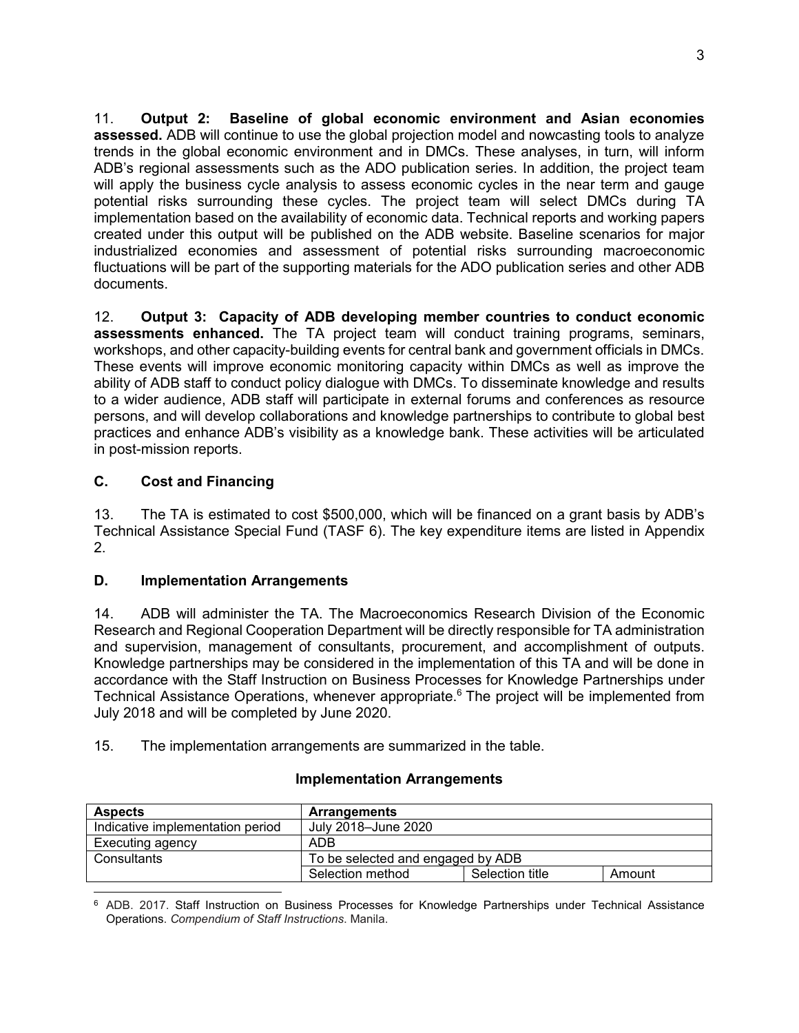11. **Output 2: Baseline of global economic environment and Asian economies assessed.** ADB will continue to use the global projection model and nowcasting tools to analyze trends in the global economic environment and in DMCs. These analyses, in turn, will inform ADB's regional assessments such as the ADO publication series. In addition, the project team will apply the business cycle analysis to assess economic cycles in the near term and gauge potential risks surrounding these cycles. The project team will select DMCs during TA implementation based on the availability of economic data. Technical reports and working papers created under this output will be published on the ADB website. Baseline scenarios for major industrialized economies and assessment of potential risks surrounding macroeconomic fluctuations will be part of the supporting materials for the ADO publication series and other ADB documents.

12. **Output 3: Capacity of ADB developing member countries to conduct economic assessments enhanced.** The TA project team will conduct training programs, seminars, workshops, and other capacity-building events for central bank and government officials in DMCs. These events will improve economic monitoring capacity within DMCs as well as improve the ability of ADB staff to conduct policy dialogue with DMCs. To disseminate knowledge and results to a wider audience, ADB staff will participate in external forums and conferences as resource persons, and will develop collaborations and knowledge partnerships to contribute to global best practices and enhance ADB's visibility as a knowledge bank. These activities will be articulated in post-mission reports.

### C. Cost and Financing

13. The TA is estimated to cost $500,000, which will be financed on a grant basis by ADB's Technical Assistance Special Fund (TASF 6). The key expenditure items are listed in Appendix 2.

### D. Implementation Arrangements

14. ADB will administer the TA. The Macroeconomics Research Division of the Economic Research and Regional Cooperation Department will be directly responsible for TA administration and supervision, management of consultants, procurement, and accomplishment of outputs. Knowledge partnerships may be considered in the implementation of this TA and will be done in accordance with the Staff Instruction on Business Processes for Knowledge Partnerships under Technical Assistance Operations, whenever appropriate.[6] The project will be implemented from July 2018 and will be completed by June 2020.

15. The implementation arrangements are summarized in the table.

**Implementation Arrangements**

| Aspects | Arrangements | | |
|---|---|---|---|
| Indicative implementation period | July 2018–June 2020 | | |
| Executing agency | ADB | | |
| Consultants | To be selected and engaged by ADB | | |
| | Selection method | Selection title | Amount |

[6] ADB. 2017. Staff Instruction on Business Processes for Knowledge Partnerships under Technical Assistance Operations. *Compendium of Staff Instructions*. Manila.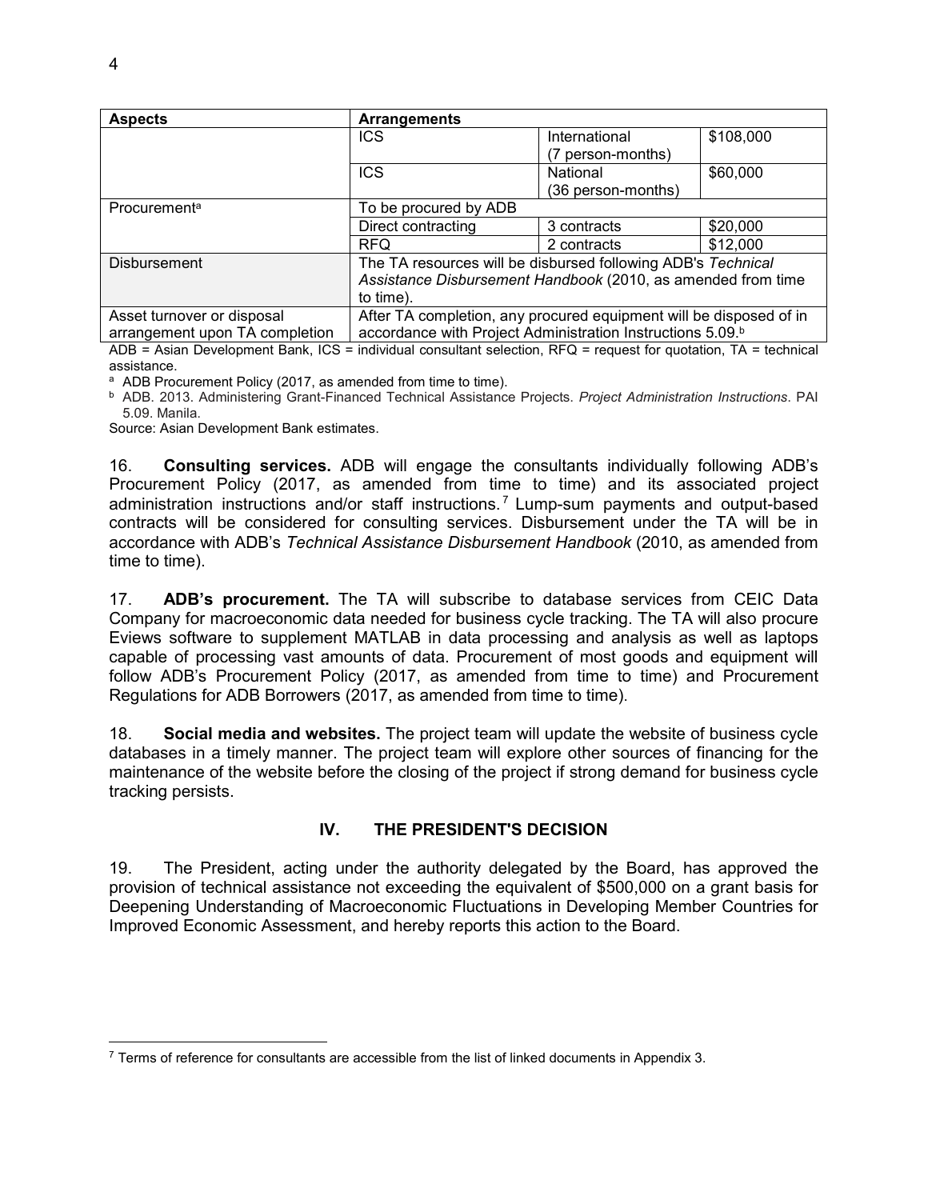| Aspects | Arrangements | | |
|---|---|---|---|
| | ICS | International (7 person-months) | $108,000 |
| | ICS | National (36 person-months) | $60,000 |
| Procurement[a] | To be procured by ADB | | |
| | Direct contracting | 3 contracts | $20,000 |
| | RFQ | 2 contracts | $12,000 |
| Disbursement | The TA resources will be disbursed following ADB's *Technical Assistance Disbursement Handbook* (2010, as amended from time to time). | | |
| Asset turnover or disposal arrangement upon TA completion | After TA completion, any procured equipment will be disposed of in accordance with Project Administration Instructions 5.09.[b] | | |

ADB = Asian Development Bank, ICS = individual consultant selection, RFQ = request for quotation, TA = technical assistance.

[a] ADB Procurement Policy (2017, as amended from time to time).

[b] ADB. 2013. Administering Grant-Financed Technical Assistance Projects. *Project Administration Instructions*. PAI 5.09. Manila.

Source: Asian Development Bank estimates.

16. **Consulting services.** ADB will engage the consultants individually following ADB's Procurement Policy (2017, as amended from time to time) and its associated project administration instructions and/or staff instructions.[7] Lump-sum payments and output-based contracts will be considered for consulting services. Disbursement under the TA will be in accordance with ADB's *Technical Assistance Disbursement Handbook* (2010, as amended from time to time).

17. **ADB's procurement.** The TA will subscribe to database services from CEIC Data Company for macroeconomic data needed for business cycle tracking. The TA will also procure Eviews software to supplement MATLAB in data processing and analysis as well as laptops capable of processing vast amounts of data. Procurement of most goods and equipment will follow ADB's Procurement Policy (2017, as amended from time to time) and Procurement Regulations for ADB Borrowers (2017, as amended from time to time).

18. **Social media and websites.** The project team will update the website of business cycle databases in a timely manner. The project team will explore other sources of financing for the maintenance of the website before the closing of the project if strong demand for business cycle tracking persists.

## IV. THE PRESIDENT'S DECISION

19. The President, acting under the authority delegated by the Board, has approved the provision of technical assistance not exceeding the equivalent of $500,000 on a grant basis for Deepening Understanding of Macroeconomic Fluctuations in Developing Member Countries for Improved Economic Assessment, and hereby reports this action to the Board.

[7] Terms of reference for consultants are accessible from the list of linked documents in Appendix 3.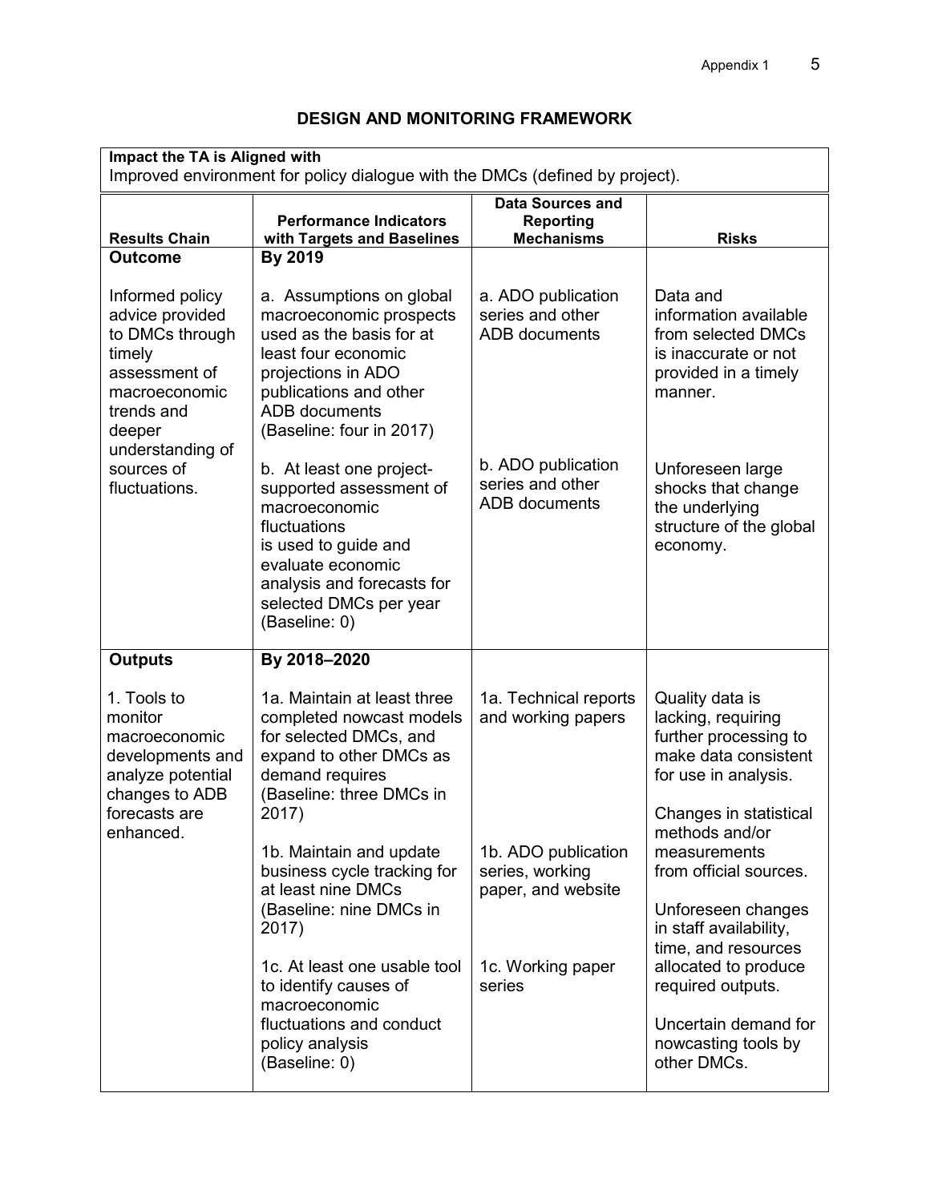# DESIGN AND MONITORING FRAMEWORK

| **Impact the TA is Aligned with** | | | |
|---|---|---|---|
| Improved environment for policy dialogue with the DMCs (defined by project). | | | |
| **Results Chain** | **Performance Indicators with Targets and Baselines** | **Data Sources and Reporting Mechanisms** | **Risks** |
| **Outcome** | **By 2019** | | |
| Informed policy advice provided to DMCs through timely assessment of macroeconomic trends and deeper understanding of sources of fluctuations. | a. Assumptions on global macroeconomic prospects used as the basis for at least four economic projections in ADO publications and other ADB documents (Baseline: four in 2017) | a. ADO publication series and other ADB documents | Data and information available from selected DMCs is inaccurate or not provided in a timely manner. |
| | b. At least one project-supported assessment of macroeconomic fluctuations is used to guide and evaluate economic analysis and forecasts for selected DMCs per year (Baseline: 0) | b. ADO publication series and other ADB documents | Unforeseen large shocks that change the underlying structure of the global economy. |
| **Outputs** | **By 2018–2020** | | |
| 1. Tools to monitor macroeconomic developments and analyze potential changes to ADB forecasts are enhanced. | 1a. Maintain at least three completed nowcast models for selected DMCs, and expand to other DMCs as demand requires (Baseline: three DMCs in 2017) | 1a. Technical reports and working papers | Quality data is lacking, requiring further processing to make data consistent for use in analysis. |
| | 1b. Maintain and update business cycle tracking for at least nine DMCs (Baseline: nine DMCs in 2017) | 1b. ADO publication series, working paper, and website | Changes in statistical methods and/or measurements from official sources. |
| | 1c. At least one usable tool to identify causes of macroeconomic fluctuations and conduct policy analysis (Baseline: 0) | 1c. Working paper series | Unforeseen changes in staff availability, time, and resources allocated to produce required outputs.<br><br>Uncertain demand for nowcasting tools by other DMCs. |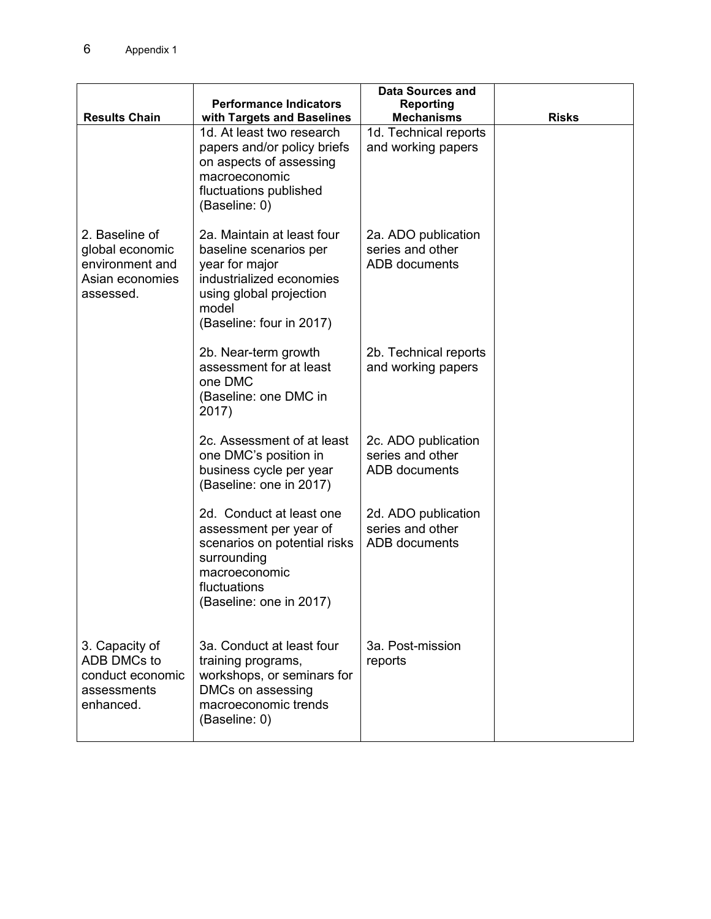| Results Chain | Performance Indicators with Targets and Baselines | Data Sources and Reporting Mechanisms | Risks |
|---|---|---|---|
| | 1d. At least two research papers and/or policy briefs on aspects of assessing macroeconomic fluctuations published (Baseline: 0) | 1d. Technical reports and working papers | |
| 2. Baseline of global economic environment and Asian economies assessed. | 2a. Maintain at least four baseline scenarios per year for major industrialized economies using global projection model (Baseline: four in 2017) | 2a. ADO publication series and other ADB documents | |
| | 2b. Near-term growth assessment for at least one DMC (Baseline: one DMC in 2017) | 2b. Technical reports and working papers | |
| | 2c. Assessment of at least one DMC's position in business cycle per year (Baseline: one in 2017) | 2c. ADO publication series and other ADB documents | |
| | 2d. Conduct at least one assessment per year of scenarios on potential risks surrounding macroeconomic fluctuations (Baseline: one in 2017) | 2d. ADO publication series and other ADB documents | |
| 3. Capacity of ADB DMCs to conduct economic assessments enhanced. | 3a. Conduct at least four training programs, workshops, or seminars for DMCs on assessing macroeconomic trends (Baseline: 0) | 3a. Post-mission reports | |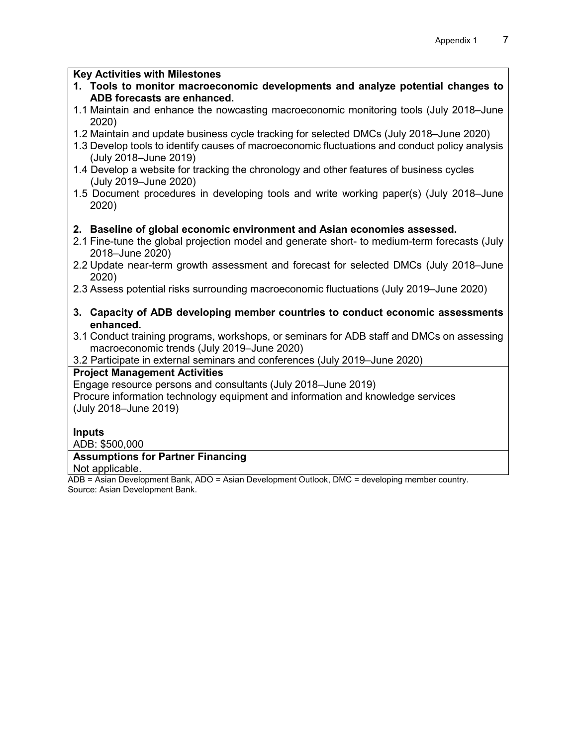**Key Activities with Milestones**

**1. Tools to monitor macroeconomic developments and analyze potential changes to ADB forecasts are enhanced.**

1.1 Maintain and enhance the nowcasting macroeconomic monitoring tools (July 2018–June 2020)

1.2 Maintain and update business cycle tracking for selected DMCs (July 2018–June 2020)

1.3 Develop tools to identify causes of macroeconomic fluctuations and conduct policy analysis (July 2018–June 2019)

1.4 Develop a website for tracking the chronology and other features of business cycles (July 2019–June 2020)

1.5 Document procedures in developing tools and write working paper(s) (July 2018–June 2020)

**2. Baseline of global economic environment and Asian economies assessed.**

2.1 Fine-tune the global projection model and generate short- to medium-term forecasts (July 2018–June 2020)

2.2 Update near-term growth assessment and forecast for selected DMCs (July 2018–June 2020)

2.3 Assess potential risks surrounding macroeconomic fluctuations (July 2019–June 2020)

**3. Capacity of ADB developing member countries to conduct economic assessments enhanced.**

3.1 Conduct training programs, workshops, or seminars for ADB staff and DMCs on assessing macroeconomic trends (July 2019–June 2020)

3.2 Participate in external seminars and conferences (July 2019–June 2020)

**Project Management Activities**

Engage resource persons and consultants (July 2018–June 2019)

Procure information technology equipment and information and knowledge services (July 2018–June 2019)

**Inputs**

ADB: $500,000

**Assumptions for Partner Financing**

Not applicable.

ADB = Asian Development Bank, ADO = Asian Development Outlook, DMC = developing member country.
Source: Asian Development Bank.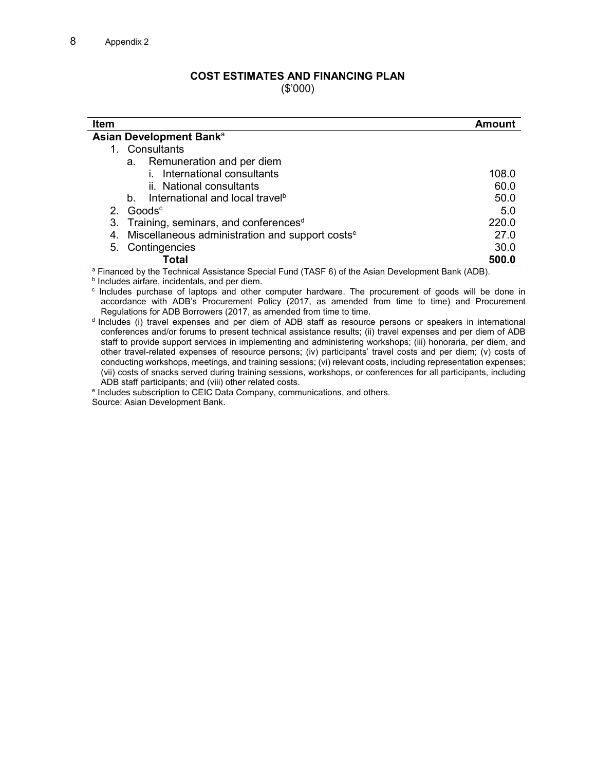## COST ESTIMATES AND FINANCING PLAN

($'000)

| Item | Amount |
|---|---|
| **Asian Development Bank**[a] | |
| 1. Consultants | |
| a. Remuneration and per diem | |
| i. International consultants | 108.0 |
| ii. National consultants | 60.0 |
| b. International and local travel[b] | 50.0 |
| 2. Goods[c] | 5.0 |
| 3. Training, seminars, and conferences[d] | 220.0 |
| 4. Miscellaneous administration and support costs[e] | 27.0 |
| 5. Contingencies | 30.0 |
| **Total** | **500.0** |

[a] Financed by the Technical Assistance Special Fund (TASF 6) of the Asian Development Bank (ADB).

[b] Includes airfare, incidentals, and per diem.

[c] Includes purchase of laptops and other computer hardware. The procurement of goods will be done in accordance with ADB's Procurement Policy (2017, as amended from time to time) and Procurement Regulations for ADB Borrowers (2017, as amended from time to time.

[d] Includes (i) travel expenses and per diem of ADB staff as resource persons or speakers in international conferences and/or forums to present technical assistance results; (ii) travel expenses and per diem of ADB staff to provide support services in implementing and administering workshops; (iii) honoraria, per diem, and other travel-related expenses of resource persons; (iv) participants' travel costs and per diem; (v) costs of conducting workshops, meetings, and training sessions; (vi) relevant costs, including representation expenses; (vii) costs of snacks served during training sessions, workshops, or conferences for all participants, including ADB staff participants; and (viii) other related costs.

[e] Includes subscription to CEIC Data Company, communications, and others.

Source: Asian Development Bank.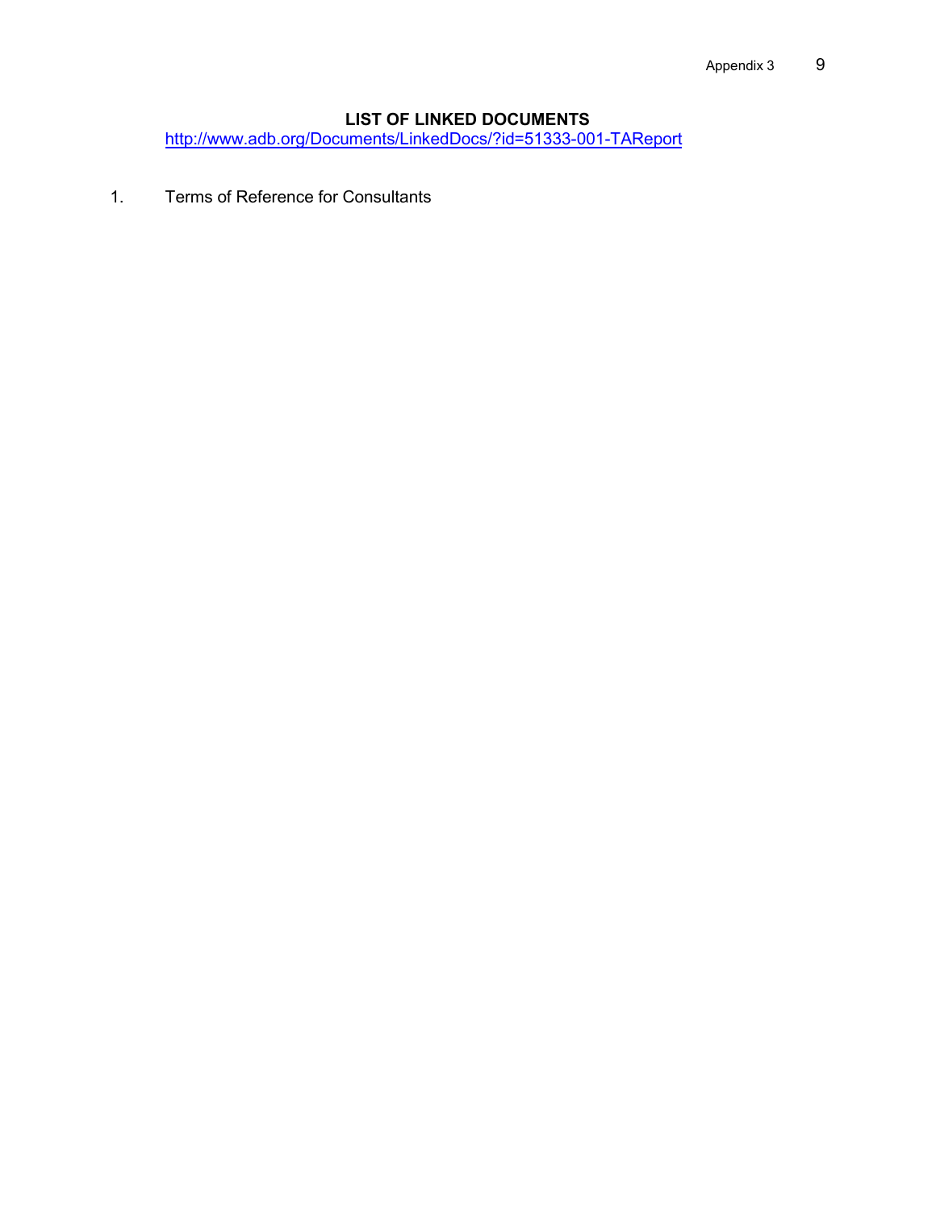## LIST OF LINKED DOCUMENTS

http://www.adb.org/Documents/LinkedDocs/?id=51333-001-TAReport

1. Terms of Reference for Consultants